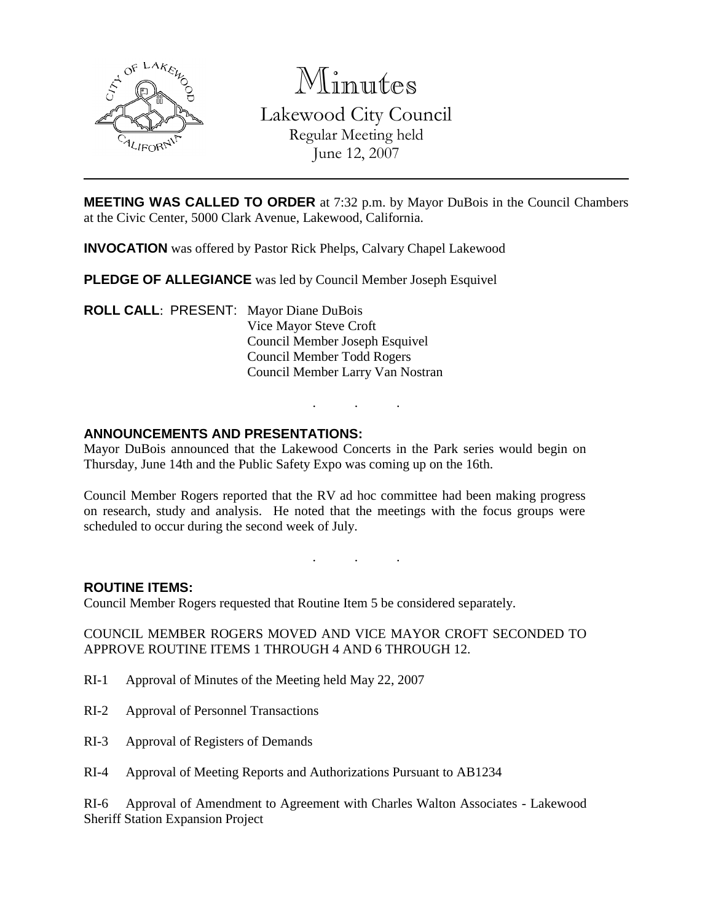# Minutes

## Lakewood City Council

Regular Meeting held
June 12, 2007

**MEETING WAS CALLED TO ORDER** at 7:32 p.m. by Mayor DuBois in the Council Chambers at the Civic Center, 5000 Clark Avenue, Lakewood, California.

**INVOCATION** was offered by Pastor Rick Phelps, Calvary Chapel Lakewood

**PLEDGE OF ALLEGIANCE** was led by Council Member Joseph Esquivel

**ROLL CALL**: PRESENT: Mayor Diane DuBois
Vice Mayor Steve Croft
Council Member Joseph Esquivel
Council Member Todd Rogers
Council Member Larry Van Nostran

. . .

**ANNOUNCEMENTS AND PRESENTATIONS:**

Mayor DuBois announced that the Lakewood Concerts in the Park series would begin on Thursday, June 14th and the Public Safety Expo was coming up on the 16th.

Council Member Rogers reported that the RV ad hoc committee had been making progress on research, study and analysis. He noted that the meetings with the focus groups were scheduled to occur during the second week of July.

. . .

**ROUTINE ITEMS:**

Council Member Rogers requested that Routine Item 5 be considered separately.

COUNCIL MEMBER ROGERS MOVED AND VICE MAYOR CROFT SECONDED TO APPROVE ROUTINE ITEMS 1 THROUGH 4 AND 6 THROUGH 12.

RI-1 Approval of Minutes of the Meeting held May 22, 2007

RI-2 Approval of Personnel Transactions

RI-3 Approval of Registers of Demands

RI-4 Approval of Meeting Reports and Authorizations Pursuant to AB1234

RI-6 Approval of Amendment to Agreement with Charles Walton Associates - Lakewood Sheriff Station Expansion Project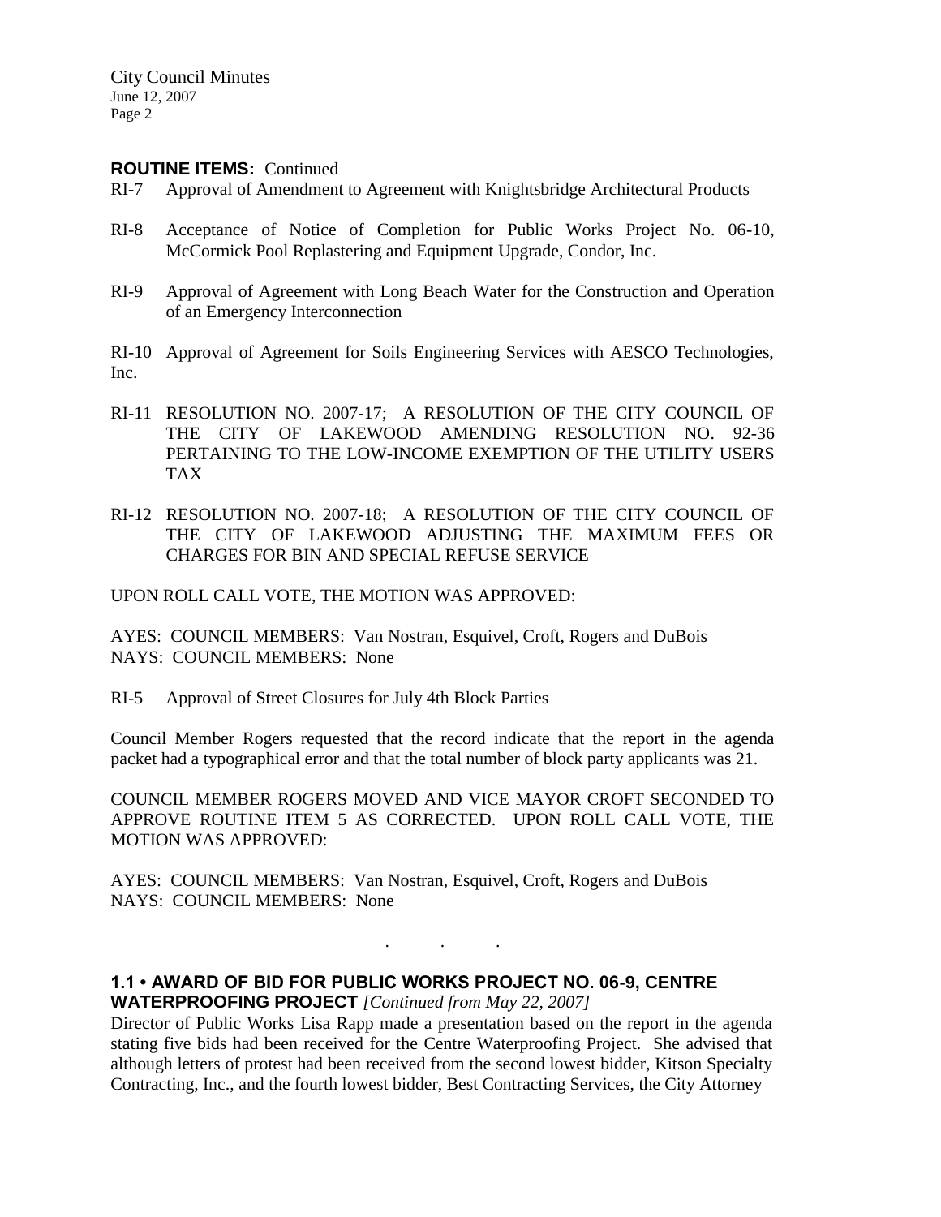**ROUTINE ITEMS:** Continued

RI-7 Approval of Amendment to Agreement with Knightsbridge Architectural Products

RI-8 Acceptance of Notice of Completion for Public Works Project No. 06-10, McCormick Pool Replastering and Equipment Upgrade, Condor, Inc.

RI-9 Approval of Agreement with Long Beach Water for the Construction and Operation of an Emergency Interconnection

RI-10 Approval of Agreement for Soils Engineering Services with AESCO Technologies, Inc.

RI-11 RESOLUTION NO. 2007-17; A RESOLUTION OF THE CITY COUNCIL OF THE CITY OF LAKEWOOD AMENDING RESOLUTION NO. 92-36 PERTAINING TO THE LOW-INCOME EXEMPTION OF THE UTILITY USERS TAX

RI-12 RESOLUTION NO. 2007-18; A RESOLUTION OF THE CITY COUNCIL OF THE CITY OF LAKEWOOD ADJUSTING THE MAXIMUM FEES OR CHARGES FOR BIN AND SPECIAL REFUSE SERVICE

UPON ROLL CALL VOTE, THE MOTION WAS APPROVED:

AYES: COUNCIL MEMBERS: Van Nostran, Esquivel, Croft, Rogers and DuBois
NAYS: COUNCIL MEMBERS: None

RI-5 Approval of Street Closures for July 4th Block Parties

Council Member Rogers requested that the record indicate that the report in the agenda packet had a typographical error and that the total number of block party applicants was 21.

COUNCIL MEMBER ROGERS MOVED AND VICE MAYOR CROFT SECONDED TO APPROVE ROUTINE ITEM 5 AS CORRECTED. UPON ROLL CALL VOTE, THE MOTION WAS APPROVED:

AYES: COUNCIL MEMBERS: Van Nostran, Esquivel, Croft, Rogers and DuBois
NAYS: COUNCIL MEMBERS: None

. . .

**1.1 • AWARD OF BID FOR PUBLIC WORKS PROJECT NO. 06-9, CENTRE WATERPROOFING PROJECT** *[Continued from May 22, 2007]*

Director of Public Works Lisa Rapp made a presentation based on the report in the agenda stating five bids had been received for the Centre Waterproofing Project. She advised that although letters of protest had been received from the second lowest bidder, Kitson Specialty Contracting, Inc., and the fourth lowest bidder, Best Contracting Services, the City Attorney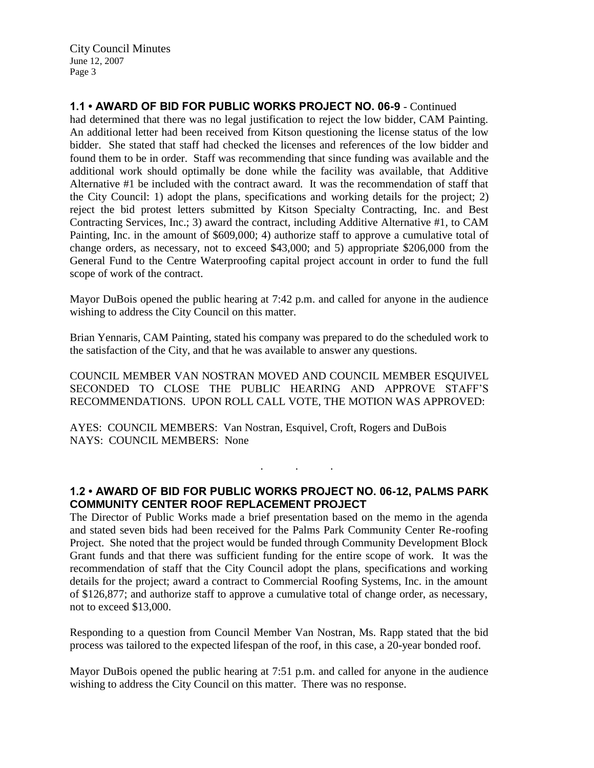**1.1 • AWARD OF BID FOR PUBLIC WORKS PROJECT NO. 06-9** - Continued

had determined that there was no legal justification to reject the low bidder, CAM Painting. An additional letter had been received from Kitson questioning the license status of the low bidder. She stated that staff had checked the licenses and references of the low bidder and found them to be in order. Staff was recommending that since funding was available and the additional work should optimally be done while the facility was available, that Additive Alternative #1 be included with the contract award. It was the recommendation of staff that the City Council: 1) adopt the plans, specifications and working details for the project; 2) reject the bid protest letters submitted by Kitson Specialty Contracting, Inc. and Best Contracting Services, Inc.; 3) award the contract, including Additive Alternative #1, to CAM Painting, Inc. in the amount of $609,000; 4) authorize staff to approve a cumulative total of change orders, as necessary, not to exceed $43,000; and 5) appropriate $206,000 from the General Fund to the Centre Waterproofing capital project account in order to fund the full scope of work of the contract.

Mayor DuBois opened the public hearing at 7:42 p.m. and called for anyone in the audience wishing to address the City Council on this matter.

Brian Yennaris, CAM Painting, stated his company was prepared to do the scheduled work to the satisfaction of the City, and that he was available to answer any questions.

COUNCIL MEMBER VAN NOSTRAN MOVED AND COUNCIL MEMBER ESQUIVEL SECONDED TO CLOSE THE PUBLIC HEARING AND APPROVE STAFF'S RECOMMENDATIONS. UPON ROLL CALL VOTE, THE MOTION WAS APPROVED:

AYES: COUNCIL MEMBERS: Van Nostran, Esquivel, Croft, Rogers and DuBois
NAYS: COUNCIL MEMBERS: None

. . .

**1.2 • AWARD OF BID FOR PUBLIC WORKS PROJECT NO. 06-12, PALMS PARK COMMUNITY CENTER ROOF REPLACEMENT PROJECT**

The Director of Public Works made a brief presentation based on the memo in the agenda and stated seven bids had been received for the Palms Park Community Center Re-roofing Project. She noted that the project would be funded through Community Development Block Grant funds and that there was sufficient funding for the entire scope of work. It was the recommendation of staff that the City Council adopt the plans, specifications and working details for the project; award a contract to Commercial Roofing Systems, Inc. in the amount of $126,877; and authorize staff to approve a cumulative total of change order, as necessary, not to exceed $13,000.

Responding to a question from Council Member Van Nostran, Ms. Rapp stated that the bid process was tailored to the expected lifespan of the roof, in this case, a 20-year bonded roof.

Mayor DuBois opened the public hearing at 7:51 p.m. and called for anyone in the audience wishing to address the City Council on this matter. There was no response.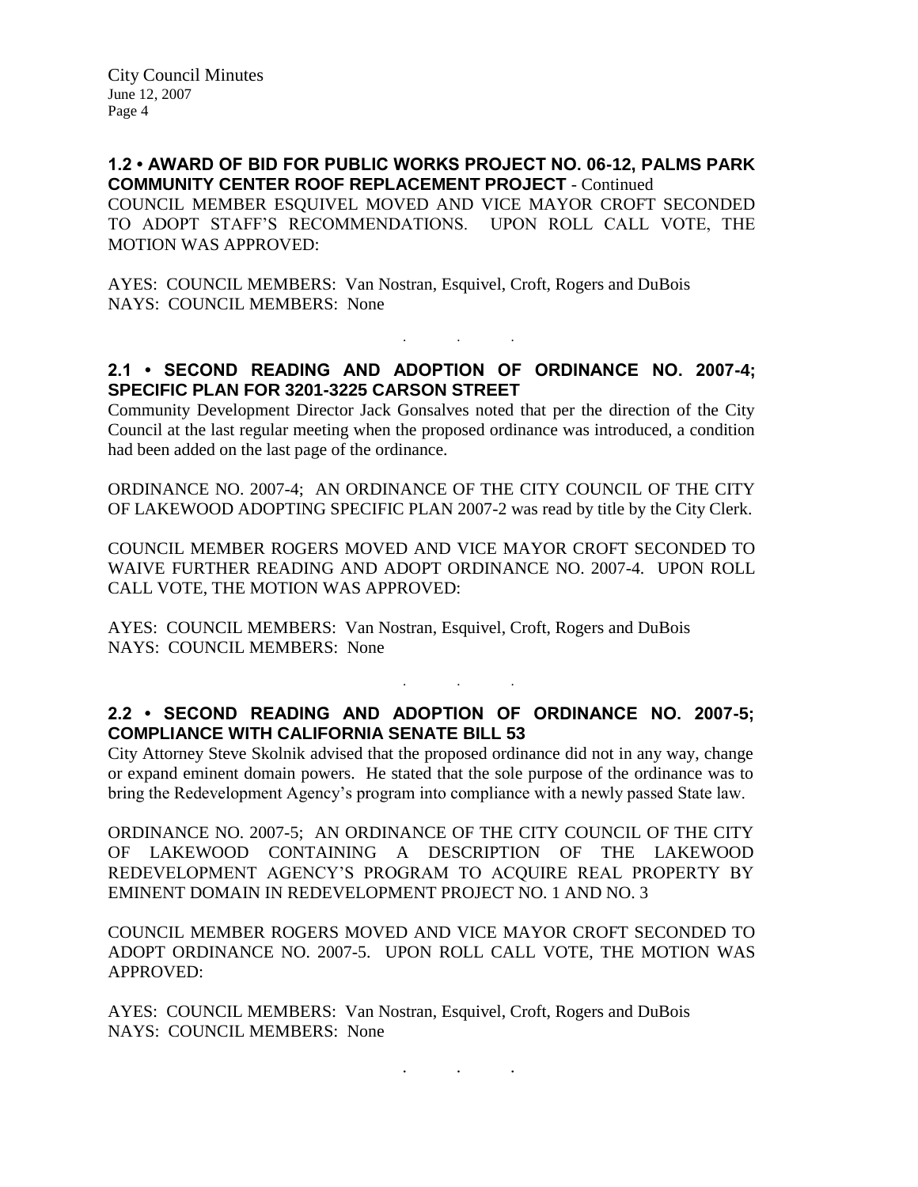**1.2 • AWARD OF BID FOR PUBLIC WORKS PROJECT NO. 06-12, PALMS PARK COMMUNITY CENTER ROOF REPLACEMENT PROJECT** - Continued

COUNCIL MEMBER ESQUIVEL MOVED AND VICE MAYOR CROFT SECONDED TO ADOPT STAFF'S RECOMMENDATIONS. UPON ROLL CALL VOTE, THE MOTION WAS APPROVED:

AYES: COUNCIL MEMBERS: Van Nostran, Esquivel, Croft, Rogers and DuBois
NAYS: COUNCIL MEMBERS: None

. . .

**2.1 • SECOND READING AND ADOPTION OF ORDINANCE NO. 2007-4; SPECIFIC PLAN FOR 3201-3225 CARSON STREET**

Community Development Director Jack Gonsalves noted that per the direction of the City Council at the last regular meeting when the proposed ordinance was introduced, a condition had been added on the last page of the ordinance.

ORDINANCE NO. 2007-4; AN ORDINANCE OF THE CITY COUNCIL OF THE CITY OF LAKEWOOD ADOPTING SPECIFIC PLAN 2007-2 was read by title by the City Clerk.

COUNCIL MEMBER ROGERS MOVED AND VICE MAYOR CROFT SECONDED TO WAIVE FURTHER READING AND ADOPT ORDINANCE NO. 2007-4. UPON ROLL CALL VOTE, THE MOTION WAS APPROVED:

AYES: COUNCIL MEMBERS: Van Nostran, Esquivel, Croft, Rogers and DuBois
NAYS: COUNCIL MEMBERS: None

. . .

**2.2 • SECOND READING AND ADOPTION OF ORDINANCE NO. 2007-5; COMPLIANCE WITH CALIFORNIA SENATE BILL 53**

City Attorney Steve Skolnik advised that the proposed ordinance did not in any way, change or expand eminent domain powers. He stated that the sole purpose of the ordinance was to bring the Redevelopment Agency's program into compliance with a newly passed State law.

ORDINANCE NO. 2007-5; AN ORDINANCE OF THE CITY COUNCIL OF THE CITY OF LAKEWOOD CONTAINING A DESCRIPTION OF THE LAKEWOOD REDEVELOPMENT AGENCY'S PROGRAM TO ACQUIRE REAL PROPERTY BY EMINENT DOMAIN IN REDEVELOPMENT PROJECT NO. 1 AND NO. 3

COUNCIL MEMBER ROGERS MOVED AND VICE MAYOR CROFT SECONDED TO ADOPT ORDINANCE NO. 2007-5. UPON ROLL CALL VOTE, THE MOTION WAS APPROVED:

AYES: COUNCIL MEMBERS: Van Nostran, Esquivel, Croft, Rogers and DuBois
NAYS: COUNCIL MEMBERS: None

. . .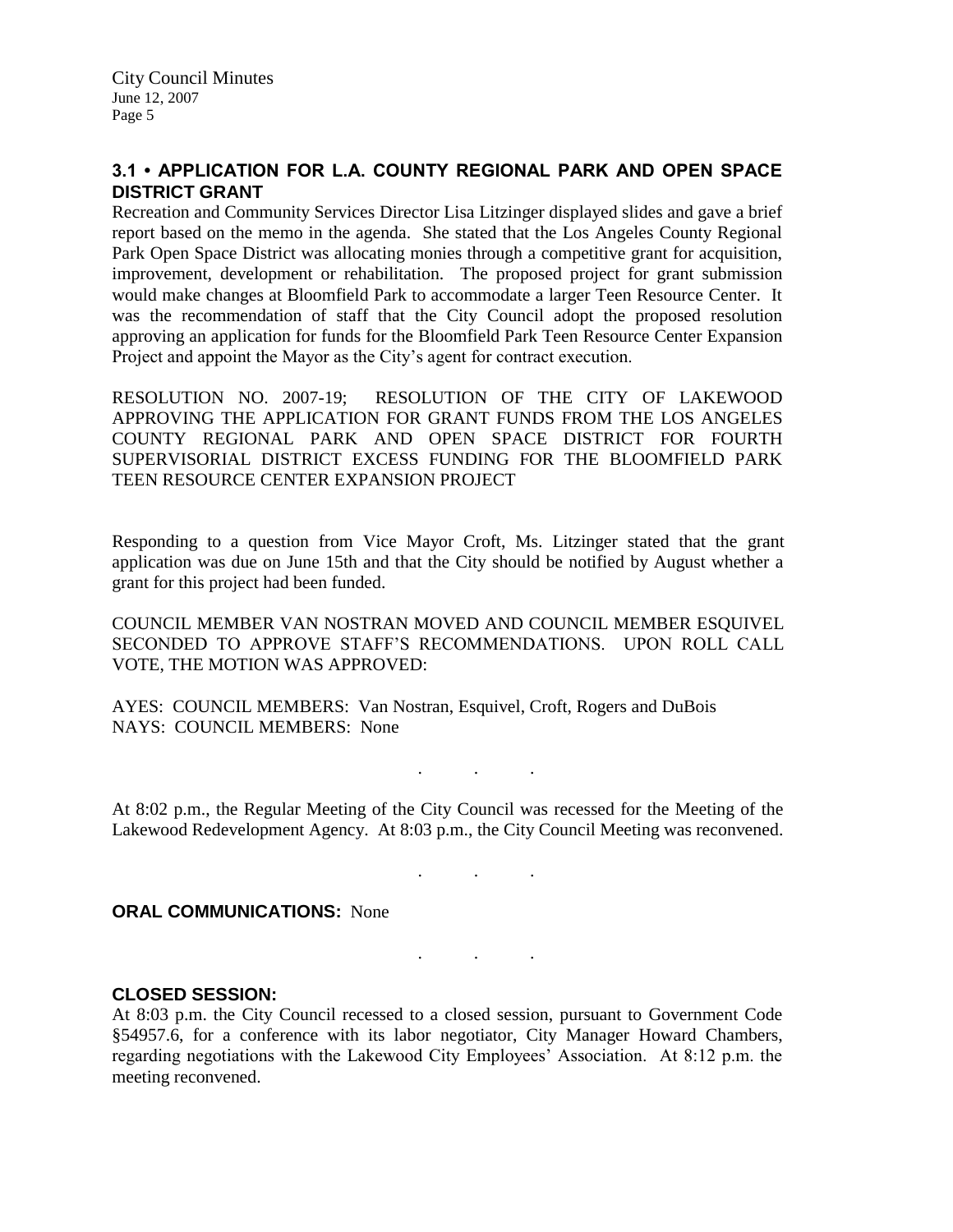## 3.1 • APPLICATION FOR L.A. COUNTY REGIONAL PARK AND OPEN SPACE DISTRICT GRANT

Recreation and Community Services Director Lisa Litzinger displayed slides and gave a brief report based on the memo in the agenda. She stated that the Los Angeles County Regional Park Open Space District was allocating monies through a competitive grant for acquisition, improvement, development or rehabilitation. The proposed project for grant submission would make changes at Bloomfield Park to accommodate a larger Teen Resource Center. It was the recommendation of staff that the City Council adopt the proposed resolution approving an application for funds for the Bloomfield Park Teen Resource Center Expansion Project and appoint the Mayor as the City's agent for contract execution.

RESOLUTION NO. 2007-19; RESOLUTION OF THE CITY OF LAKEWOOD APPROVING THE APPLICATION FOR GRANT FUNDS FROM THE LOS ANGELES COUNTY REGIONAL PARK AND OPEN SPACE DISTRICT FOR FOURTH SUPERVISORIAL DISTRICT EXCESS FUNDING FOR THE BLOOMFIELD PARK TEEN RESOURCE CENTER EXPANSION PROJECT

Responding to a question from Vice Mayor Croft, Ms. Litzinger stated that the grant application was due on June 15th and that the City should be notified by August whether a grant for this project had been funded.

COUNCIL MEMBER VAN NOSTRAN MOVED AND COUNCIL MEMBER ESQUIVEL SECONDED TO APPROVE STAFF'S RECOMMENDATIONS. UPON ROLL CALL VOTE, THE MOTION WAS APPROVED:

AYES: COUNCIL MEMBERS: Van Nostran, Esquivel, Croft, Rogers and DuBois
NAYS: COUNCIL MEMBERS: None

. . .

At 8:02 p.m., the Regular Meeting of the City Council was recessed for the Meeting of the Lakewood Redevelopment Agency. At 8:03 p.m., the City Council Meeting was reconvened.

. . .

**ORAL COMMUNICATIONS:** None

. . .

**CLOSED SESSION:**

At 8:03 p.m. the City Council recessed to a closed session, pursuant to Government Code §54957.6, for a conference with its labor negotiator, City Manager Howard Chambers, regarding negotiations with the Lakewood City Employees' Association. At 8:12 p.m. the meeting reconvened.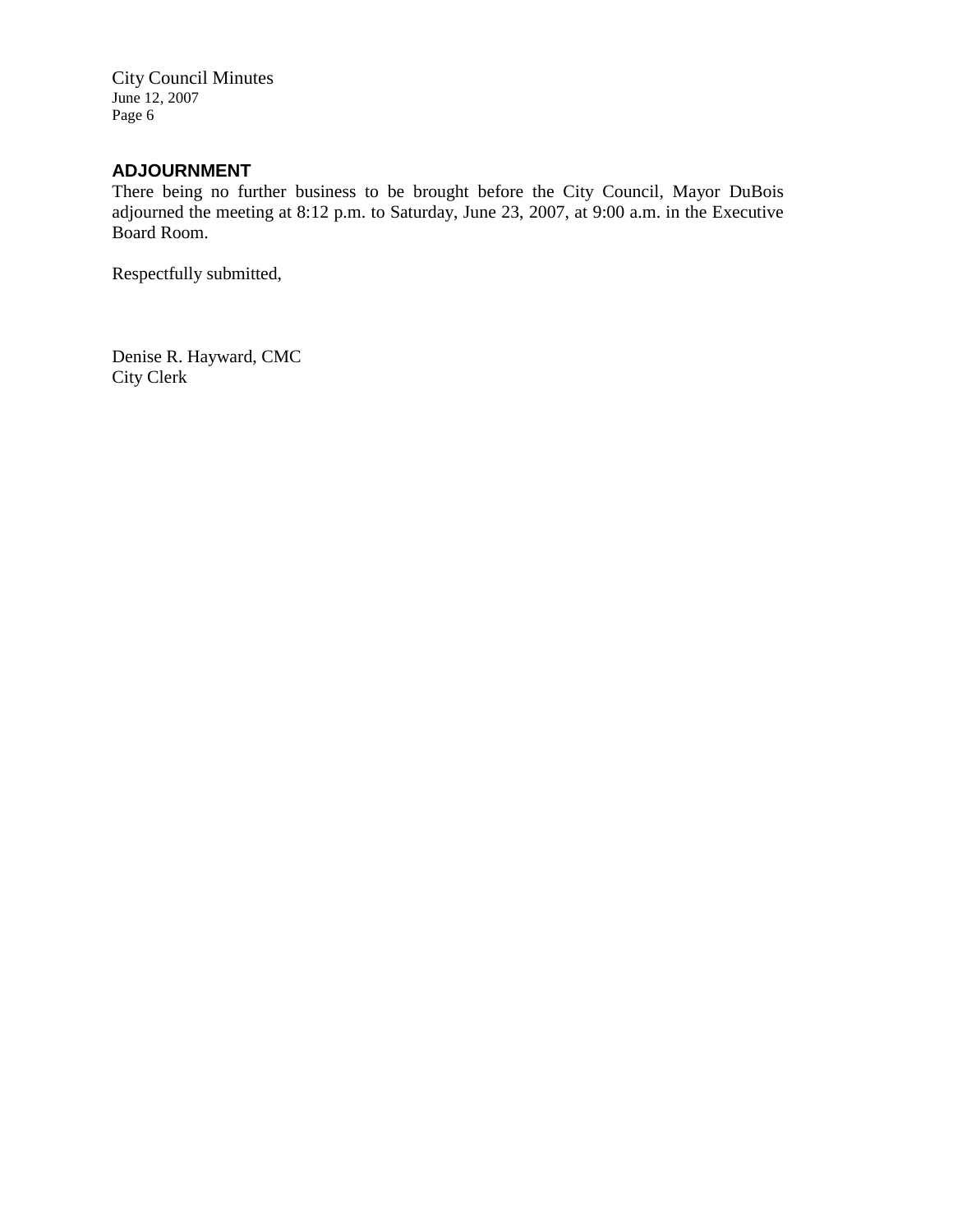## ADJOURNMENT

There being no further business to be brought before the City Council, Mayor DuBois adjourned the meeting at 8:12 p.m. to Saturday, June 23, 2007, at 9:00 a.m. in the Executive Board Room.

Respectfully submitted,

Denise R. Hayward, CMC
City Clerk